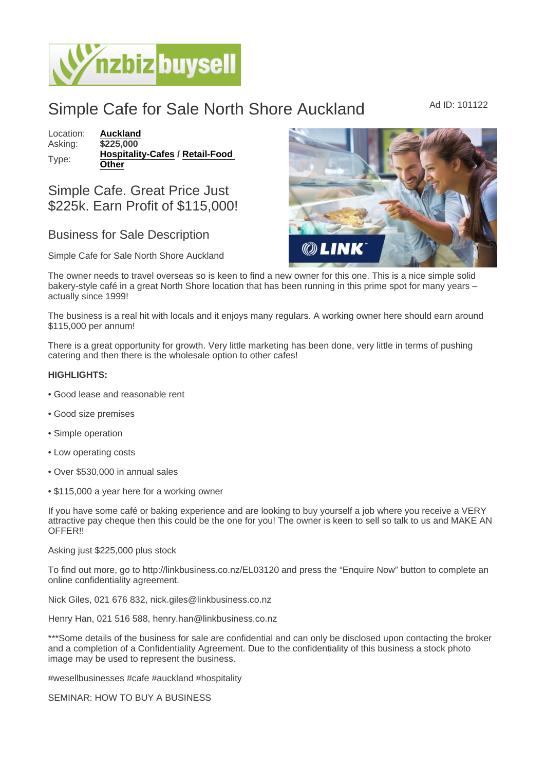# Simple Cafe for Sale North Shore Auckland

Ad ID: 101122

Location: **Auckland**
Asking: **$225,000**
Type: **Hospitality-Cafes** / **Retail-Food Other**

## Simple Cafe. Great Price Just $225k. Earn Profit of $115,000!

### Business for Sale Description

Simple Cafe for Sale North Shore Auckland

The owner needs to travel overseas so is keen to find a new owner for this one. This is a nice simple solid bakery-style café in a great North Shore location that has been running in this prime spot for many years – actually since 1999!

The business is a real hit with locals and it enjoys many regulars. A working owner here should earn around $115,000 per annum!

There is a great opportunity for growth. Very little marketing has been done, very little in terms of pushing catering and then there is the wholesale option to other cafes!

**HIGHLIGHTS:**

• Good lease and reasonable rent

• Good size premises

• Simple operation

• Low operating costs

• Over $530,000 in annual sales

• $115,000 a year here for a working owner

If you have some café or baking experience and are looking to buy yourself a job where you receive a VERY attractive pay cheque then this could be the one for you! The owner is keen to sell so talk to us and MAKE AN OFFER!!

Asking just $225,000 plus stock

To find out more, go to http://linkbusiness.co.nz/EL03120 and press the "Enquire Now" button to complete an online confidentiality agreement.

Nick Giles, 021 676 832, nick.giles@linkbusiness.co.nz

Henry Han, 021 516 588, henry.han@linkbusiness.co.nz

***Some details of the business for sale are confidential and can only be disclosed upon contacting the broker and a completion of a Confidentiality Agreement. Due to the confidentiality of this business a stock photo image may be used to represent the business.

#wesellbusinesses #cafe #auckland #hospitality

SEMINAR: HOW TO BUY A BUSINESS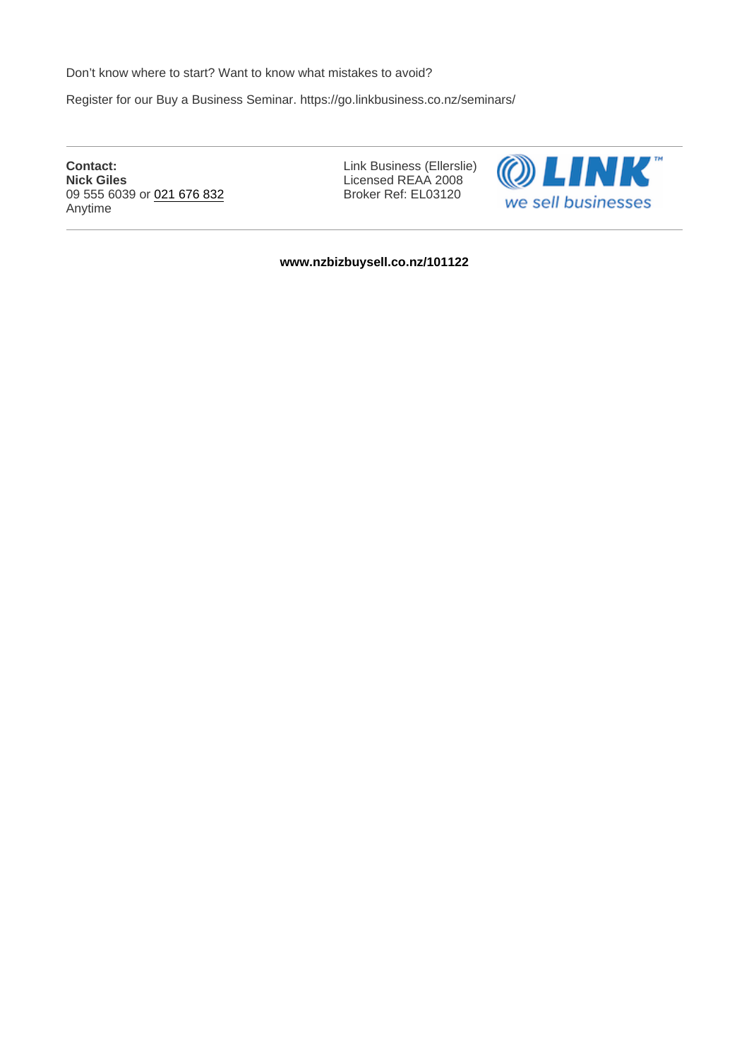Don't know where to start? Want to know what mistakes to avoid?

Register for our Buy a Business Seminar. https://go.linkbusiness.co.nz/seminars/

---

**Contact:**
**Nick Giles**
09 555 6039 or 021 676 832
Anytime

Link Business (Ellerslie)
Licensed REAA 2008
Broker Ref: EL03120

---

**www.nzbizbuysell.co.nz/101122**